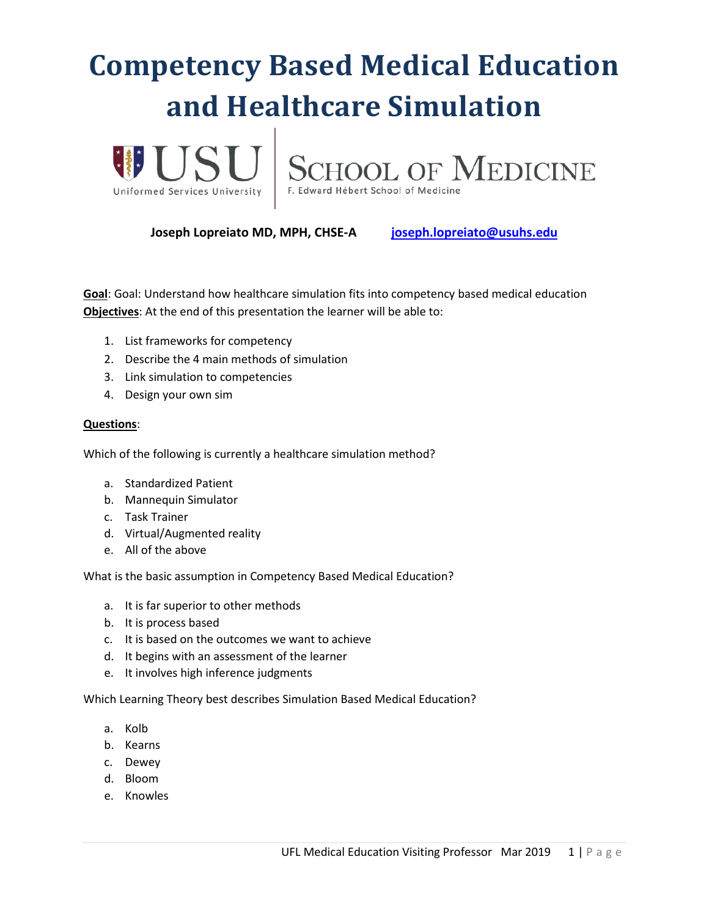# Competency Based Medical Education and Healthcare Simulation

USU Uniformed Services University | School of Medicine F. Edward Hébert School of Medicine

**Joseph Lopreiato MD, MPH, CHSE-A** joseph.lopreiato@usuhs.edu

**Goal**: Goal: Understand how healthcare simulation fits into competency based medical education

**Objectives**: At the end of this presentation the learner will be able to:

1. List frameworks for competency
2. Describe the 4 main methods of simulation
3. Link simulation to competencies
4. Design your own sim

**Questions**:

Which of the following is currently a healthcare simulation method?

a. Standardized Patient
b. Mannequin Simulator
c. Task Trainer
d. Virtual/Augmented reality
e. All of the above

What is the basic assumption in Competency Based Medical Education?

a. It is far superior to other methods
b. It is process based
c. It is based on the outcomes we want to achieve
d. It begins with an assessment of the learner
e. It involves high inference judgments

Which Learning Theory best describes Simulation Based Medical Education?

a. Kolb
b. Kearns
c. Dewey
d. Bloom
e. Knowles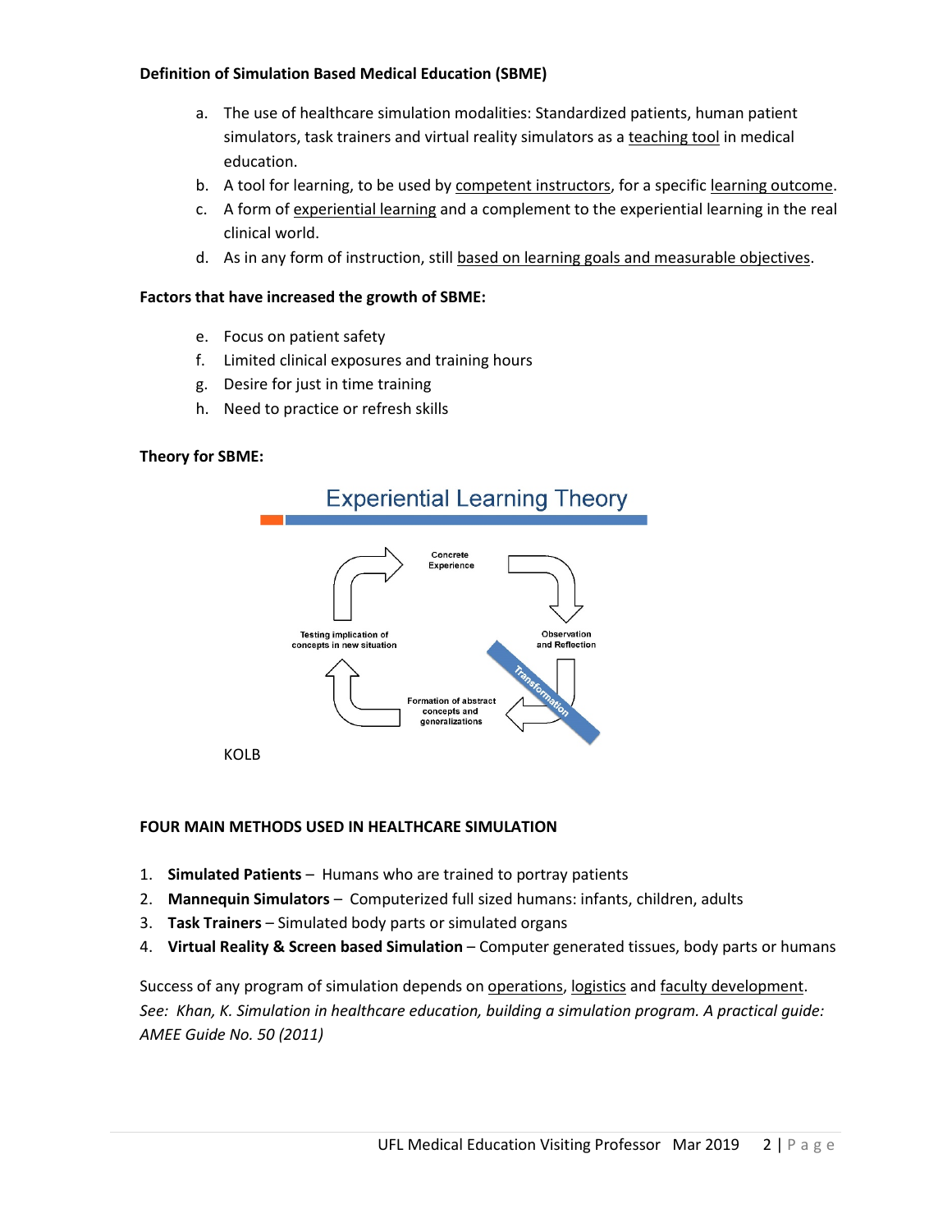**Definition of Simulation Based Medical Education (SBME)**

a. The use of healthcare simulation modalities: Standardized patients, human patient simulators, task trainers and virtual reality simulators as a teaching tool in medical education.
b. A tool for learning, to be used by competent instructors, for a specific learning outcome.
c. A form of experiential learning and a complement to the experiential learning in the real clinical world.
d. As in any form of instruction, still based on learning goals and measurable objectives.

**Factors that have increased the growth of SBME:**

e. Focus on patient safety
f. Limited clinical exposures and training hours
g. Desire for just in time training
h. Need to practice or refresh skills

**Theory for SBME:**

Experiential Learning Theory

Concrete Experience

Observation and Reflection

Transformation

Formation of abstract concepts and generalizations

Testing implication of concepts in new situation

KOLB

**FOUR MAIN METHODS USED IN HEALTHCARE SIMULATION**

1. **Simulated Patients** – Humans who are trained to portray patients
2. **Mannequin Simulators** – Computerized full sized humans: infants, children, adults
3. **Task Trainers** – Simulated body parts or simulated organs
4. **Virtual Reality & Screen based Simulation** – Computer generated tissues, body parts or humans

Success of any program of simulation depends on operations, logistics and faculty development.
*See: Khan, K. Simulation in healthcare education, building a simulation program. A practical guide: AMEE Guide No. 50 (2011)*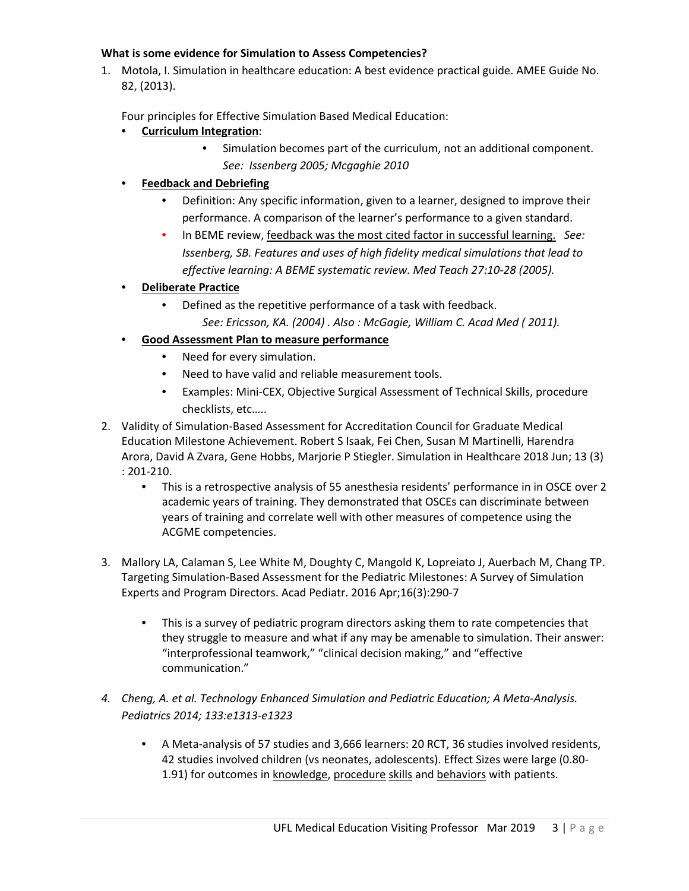**What is some evidence for Simulation to Assess Competencies?**

1. Motola, I. Simulation in healthcare education: A best evidence practical guide. AMEE Guide No. 82, (2013).

   Four principles for Effective Simulation Based Medical Education:

   - <u>**Curriculum Integration**</u>:
     - Simulation becomes part of the curriculum, not an additional component. *See: Issenberg 2005; Mcgaghie 2010*
   - <u>**Feedback and Debriefing**</u>
     - Definition: Any specific information, given to a learner, designed to improve their performance. A comparison of the learner's performance to a given standard.
     - In BEME review, <u>feedback was the most cited factor in successful learning.</u> *See: Issenberg, SB. Features and uses of high fidelity medical simulations that lead to effective learning: A BEME systematic review. Med Teach 27:10-28 (2005).*
   - <u>**Deliberate Practice**</u>
     - Defined as the repetitive performance of a task with feedback. *See: Ericsson, KA. (2004) . Also : McGagie, William C. Acad Med ( 2011).*
   - <u>**Good Assessment Plan to measure performance**</u>
     - Need for every simulation.
     - Need to have valid and reliable measurement tools.
     - Examples: Mini-CEX, Objective Surgical Assessment of Technical Skills, procedure checklists, etc…..

2. Validity of Simulation-Based Assessment for Accreditation Council for Graduate Medical Education Milestone Achievement. Robert S Isaak, Fei Chen, Susan M Martinelli, Harendra Arora, David A Zvara, Gene Hobbs, Marjorie P Stiegler. Simulation in Healthcare 2018 Jun; 13 (3) : 201-210.
   - This is a retrospective analysis of 55 anesthesia residents' performance in in OSCE over 2 academic years of training. They demonstrated that OSCEs can discriminate between years of training and correlate well with other measures of competence using the ACGME competencies.

3. Mallory LA, Calaman S, Lee White M, Doughty C, Mangold K, Lopreiato J, Auerbach M, Chang TP. Targeting Simulation-Based Assessment for the Pediatric Milestones: A Survey of Simulation Experts and Program Directors. Acad Pediatr. 2016 Apr;16(3):290-7
   - This is a survey of pediatric program directors asking them to rate competencies that they struggle to measure and what if any may be amenable to simulation. Their answer: "interprofessional teamwork," "clinical decision making," and "effective communication."

4. *Cheng, A. et al. Technology Enhanced Simulation and Pediatric Education; A Meta-Analysis. Pediatrics 2014; 133:e1313-e1323*
   - A Meta-analysis of 57 studies and 3,666 learners: 20 RCT, 36 studies involved residents, 42 studies involved children (vs neonates, adolescents). Effect Sizes were large (0.80-1.91) for outcomes in <u>knowledge</u>, <u>procedure</u> <u>skills</u> and <u>behaviors</u> with patients.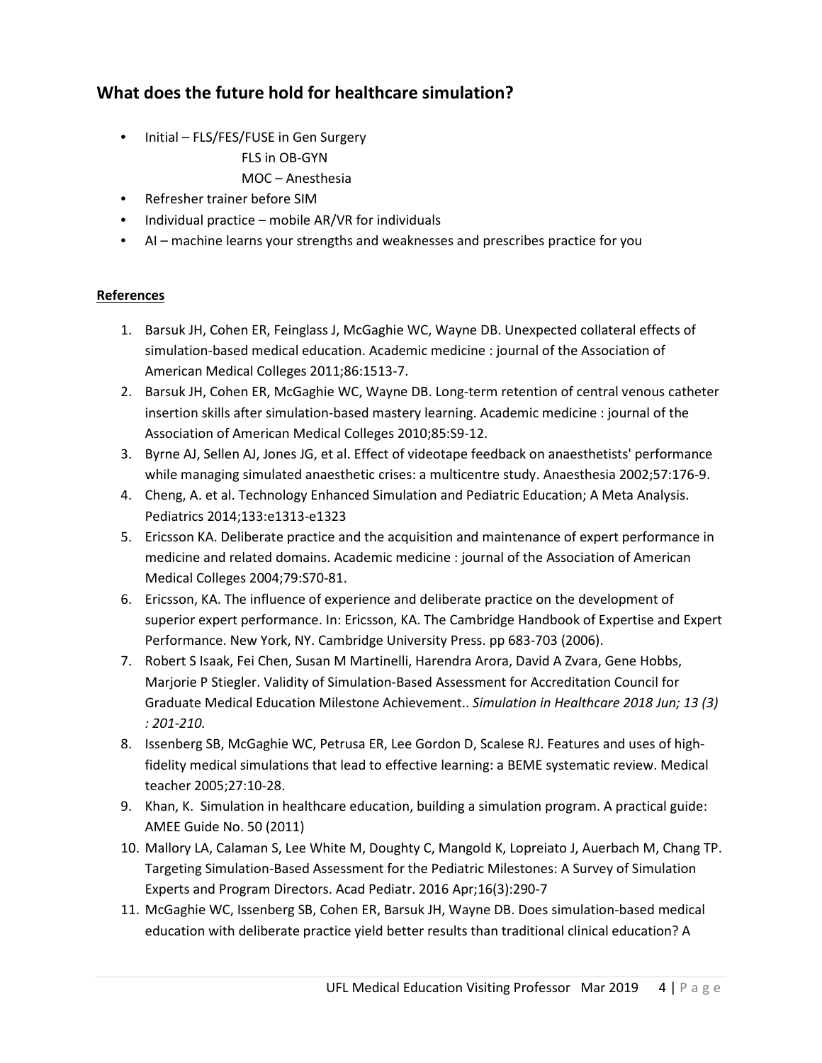## What does the future hold for healthcare simulation?

- Initial – FLS/FES/FUSE in Gen Surgery
  FLS in OB-GYN
  MOC – Anesthesia
- Refresher trainer before SIM
- Individual practice – mobile AR/VR for individuals
- AI – machine learns your strengths and weaknesses and prescribes practice for you

**References**

1. Barsuk JH, Cohen ER, Feinglass J, McGaghie WC, Wayne DB. Unexpected collateral effects of simulation-based medical education. Academic medicine : journal of the Association of American Medical Colleges 2011;86:1513-7.
2. Barsuk JH, Cohen ER, McGaghie WC, Wayne DB. Long-term retention of central venous catheter insertion skills after simulation-based mastery learning. Academic medicine : journal of the Association of American Medical Colleges 2010;85:S9-12.
3. Byrne AJ, Sellen AJ, Jones JG, et al. Effect of videotape feedback on anaesthetists' performance while managing simulated anaesthetic crises: a multicentre study. Anaesthesia 2002;57:176-9.
4. Cheng, A. et al. Technology Enhanced Simulation and Pediatric Education; A Meta Analysis. Pediatrics 2014;133:e1313-e1323
5. Ericsson KA. Deliberate practice and the acquisition and maintenance of expert performance in medicine and related domains. Academic medicine : journal of the Association of American Medical Colleges 2004;79:S70-81.
6. Ericsson, KA. The influence of experience and deliberate practice on the development of superior expert performance. In: Ericsson, KA. The Cambridge Handbook of Expertise and Expert Performance. New York, NY. Cambridge University Press. pp 683-703 (2006).
7. Robert S Isaak, Fei Chen, Susan M Martinelli, Harendra Arora, David A Zvara, Gene Hobbs, Marjorie P Stiegler. Validity of Simulation-Based Assessment for Accreditation Council for Graduate Medical Education Milestone Achievement.. *Simulation in Healthcare 2018 Jun; 13 (3) : 201-210.*
8. Issenberg SB, McGaghie WC, Petrusa ER, Lee Gordon D, Scalese RJ. Features and uses of high-fidelity medical simulations that lead to effective learning: a BEME systematic review. Medical teacher 2005;27:10-28.
9. Khan, K. Simulation in healthcare education, building a simulation program. A practical guide: AMEE Guide No. 50 (2011)
10. Mallory LA, Calaman S, Lee White M, Doughty C, Mangold K, Lopreiato J, Auerbach M, Chang TP. Targeting Simulation-Based Assessment for the Pediatric Milestones: A Survey of Simulation Experts and Program Directors. Acad Pediatr. 2016 Apr;16(3):290-7
11. McGaghie WC, Issenberg SB, Cohen ER, Barsuk JH, Wayne DB. Does simulation-based medical education with deliberate practice yield better results than traditional clinical education? A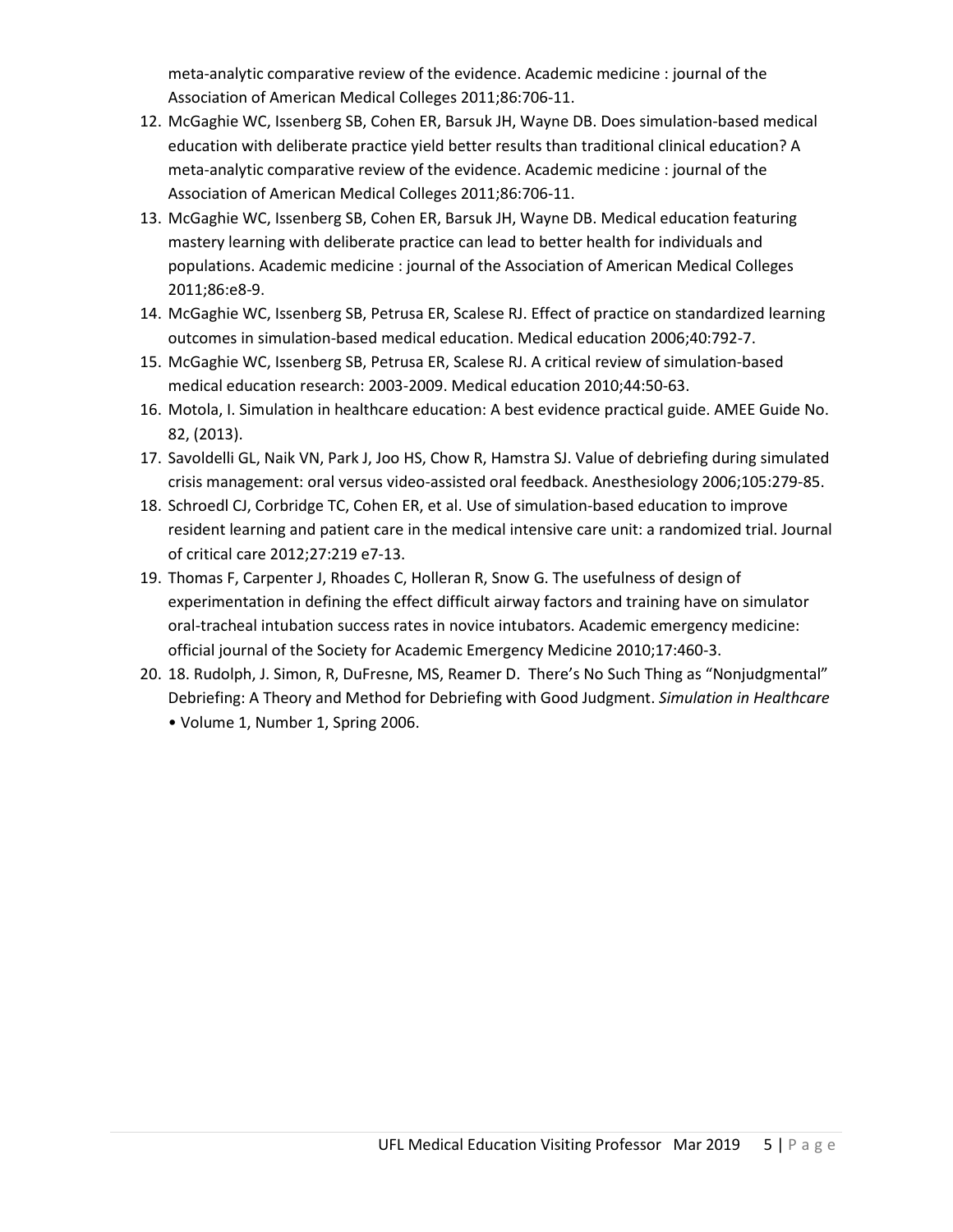meta-analytic comparative review of the evidence. Academic medicine : journal of the Association of American Medical Colleges 2011;86:706-11.

12. McGaghie WC, Issenberg SB, Cohen ER, Barsuk JH, Wayne DB. Does simulation-based medical education with deliberate practice yield better results than traditional clinical education? A meta-analytic comparative review of the evidence. Academic medicine : journal of the Association of American Medical Colleges 2011;86:706-11.
13. McGaghie WC, Issenberg SB, Cohen ER, Barsuk JH, Wayne DB. Medical education featuring mastery learning with deliberate practice can lead to better health for individuals and populations. Academic medicine : journal of the Association of American Medical Colleges 2011;86:e8-9.
14. McGaghie WC, Issenberg SB, Petrusa ER, Scalese RJ. Effect of practice on standardized learning outcomes in simulation-based medical education. Medical education 2006;40:792-7.
15. McGaghie WC, Issenberg SB, Petrusa ER, Scalese RJ. A critical review of simulation-based medical education research: 2003-2009. Medical education 2010;44:50-63.
16. Motola, I. Simulation in healthcare education: A best evidence practical guide. AMEE Guide No. 82, (2013).
17. Savoldelli GL, Naik VN, Park J, Joo HS, Chow R, Hamstra SJ. Value of debriefing during simulated crisis management: oral versus video-assisted oral feedback. Anesthesiology 2006;105:279-85.
18. Schroedl CJ, Corbridge TC, Cohen ER, et al. Use of simulation-based education to improve resident learning and patient care in the medical intensive care unit: a randomized trial. Journal of critical care 2012;27:219 e7-13.
19. Thomas F, Carpenter J, Rhoades C, Holleran R, Snow G. The usefulness of design of experimentation in defining the effect difficult airway factors and training have on simulator oral-tracheal intubation success rates in novice intubators. Academic emergency medicine: official journal of the Society for Academic Emergency Medicine 2010;17:460-3.
20. 18. Rudolph, J. Simon, R, DuFresne, MS, Reamer D. There's No Such Thing as "Nonjudgmental" Debriefing: A Theory and Method for Debriefing with Good Judgment. *Simulation in Healthcare* • Volume 1, Number 1, Spring 2006.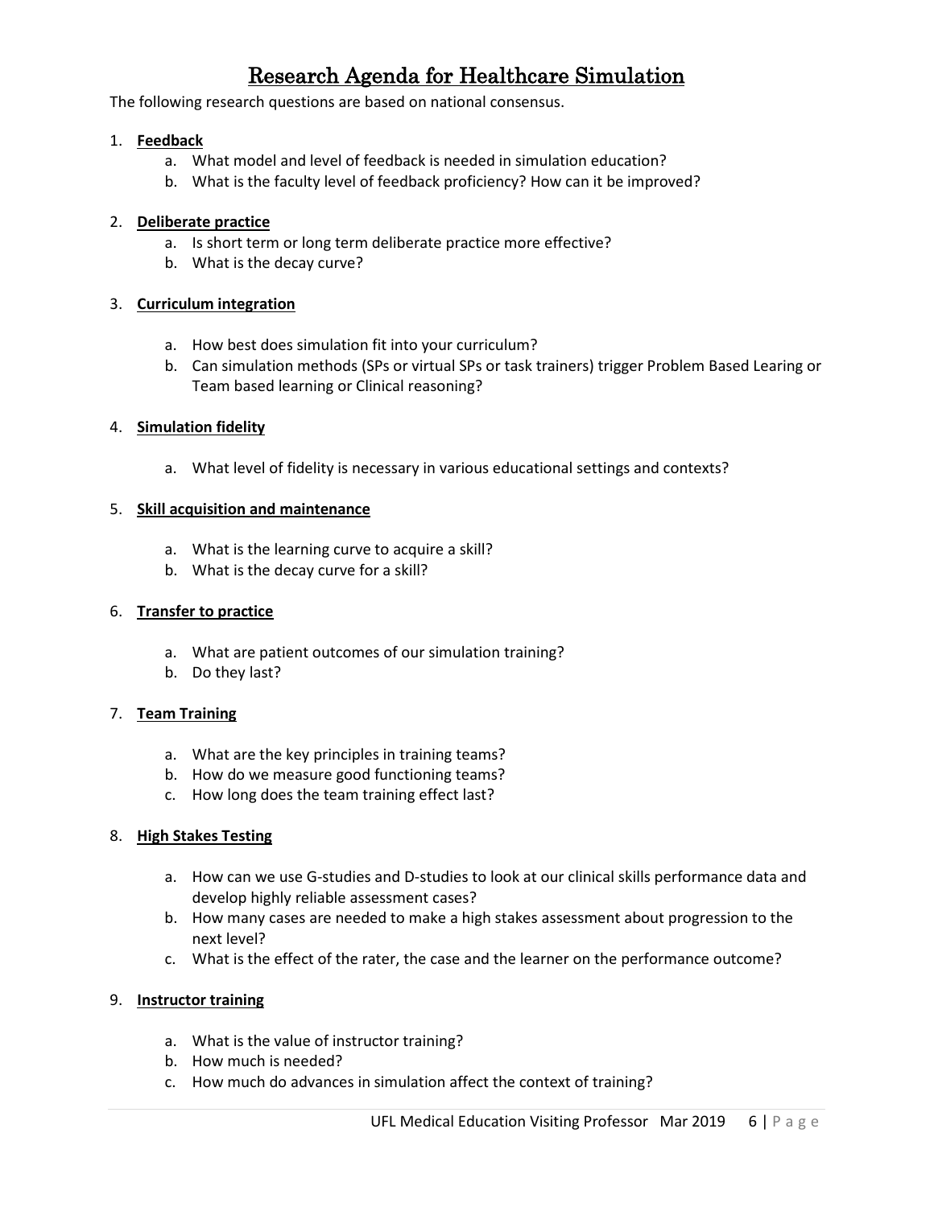# Research Agenda for Healthcare Simulation

The following research questions are based on national consensus.

1. **Feedback**
   a. What model and level of feedback is needed in simulation education?
   b. What is the faculty level of feedback proficiency? How can it be improved?

2. **Deliberate practice**
   a. Is short term or long term deliberate practice more effective?
   b. What is the decay curve?

3. **Curriculum integration**
   a. How best does simulation fit into your curriculum?
   b. Can simulation methods (SPs or virtual SPs or task trainers) trigger Problem Based Learing or Team based learning or Clinical reasoning?

4. **Simulation fidelity**
   a. What level of fidelity is necessary in various educational settings and contexts?

5. **Skill acquisition and maintenance**
   a. What is the learning curve to acquire a skill?
   b. What is the decay curve for a skill?

6. **Transfer to practice**
   a. What are patient outcomes of our simulation training?
   b. Do they last?

7. **Team Training**
   a. What are the key principles in training teams?
   b. How do we measure good functioning teams?
   c. How long does the team training effect last?

8. **High Stakes Testing**
   a. How can we use G-studies and D-studies to look at our clinical skills performance data and develop highly reliable assessment cases?
   b. How many cases are needed to make a high stakes assessment about progression to the next level?
   c. What is the effect of the rater, the case and the learner on the performance outcome?

9. **Instructor training**
   a. What is the value of instructor training?
   b. How much is needed?
   c. How much do advances in simulation affect the context of training?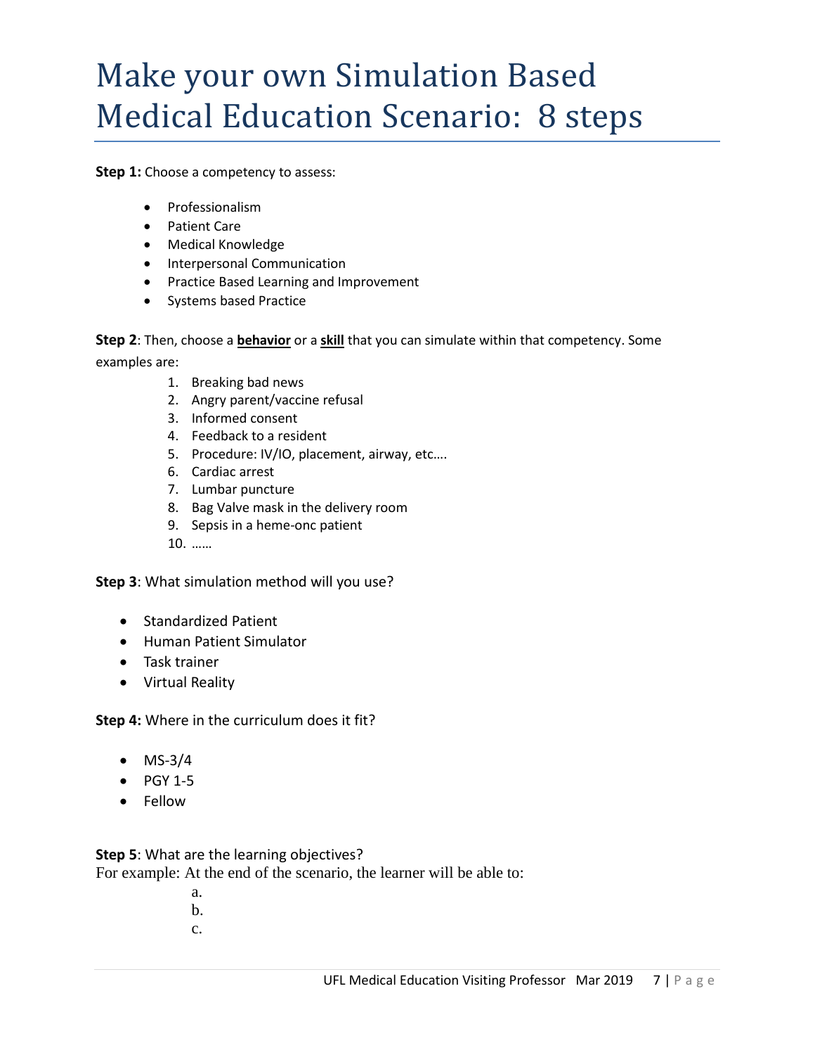# Make your own Simulation Based Medical Education Scenario: 8 steps

**Step 1:** Choose a competency to assess:

- Professionalism
- Patient Care
- Medical Knowledge
- Interpersonal Communication
- Practice Based Learning and Improvement
- Systems based Practice

**Step 2**: Then, choose a **behavior** or a **skill** that you can simulate within that competency. Some examples are:

1. Breaking bad news
2. Angry parent/vaccine refusal
3. Informed consent
4. Feedback to a resident
5. Procedure: IV/IO, placement, airway, etc….
6. Cardiac arrest
7. Lumbar puncture
8. Bag Valve mask in the delivery room
9. Sepsis in a heme-onc patient
10. ……

**Step 3**: What simulation method will you use?

- Standardized Patient
- Human Patient Simulator
- Task trainer
- Virtual Reality

**Step 4:** Where in the curriculum does it fit?

- MS-3/4
- PGY 1-5
- Fellow

**Step 5**: What are the learning objectives?

For example: At the end of the scenario, the learner will be able to:

a.

b.

c.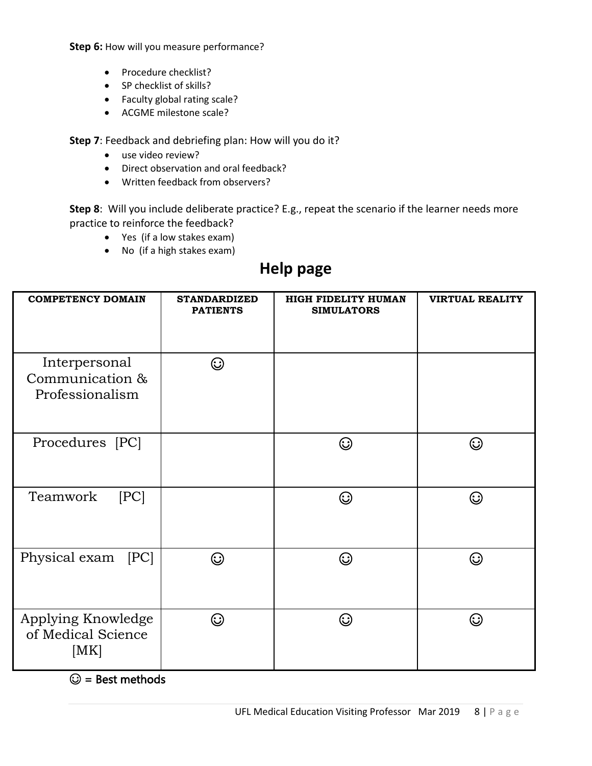**Step 6:** How will you measure performance?

- Procedure checklist?
- SP checklist of skills?
- Faculty global rating scale?
- ACGME milestone scale?

**Step 7**: Feedback and debriefing plan: How will you do it?

- use video review?
- Direct observation and oral feedback?
- Written feedback from observers?

**Step 8**: Will you include deliberate practice? E.g., repeat the scenario if the learner needs more practice to reinforce the feedback?

- Yes (if a low stakes exam)
- No (if a high stakes exam)

## Help page

| COMPETENCY DOMAIN | STANDARDIZED PATIENTS | HIGH FIDELITY HUMAN SIMULATORS | VIRTUAL REALITY |
|---|---|---|---|
| Interpersonal Communication & Professionalism | ☺ | | |
| Procedures [PC] | | ☺ | ☺ |
| Teamwork [PC] | | ☺ | ☺ |
| Physical exam [PC] | ☺ | ☺ | ☺ |
| Applying Knowledge of Medical Science [MK] | ☺ | ☺ | ☺ |

☺ = Best methods